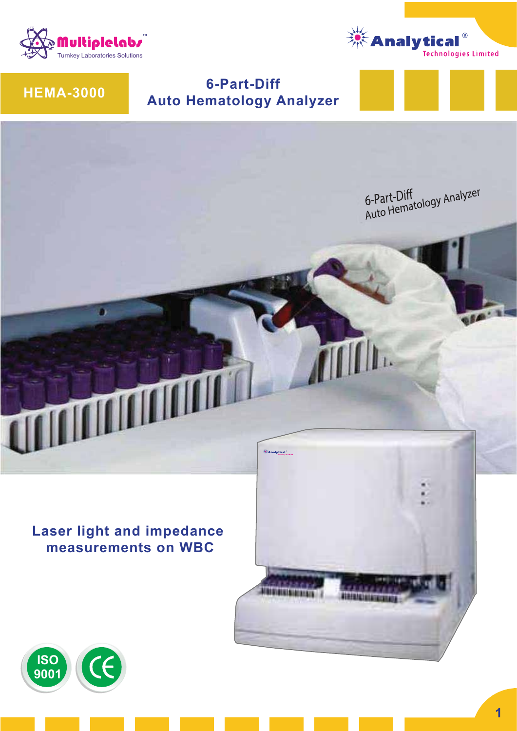Multiplelabs™

Turnkey Laboratories Solutions

Analytical®

Technologies Limited

# HEMA-3000

## 6-Part-Diff Auto Hematology Analyzer

6-Part-Diff
Auto Hematology Analyzer

**Laser light and impedance measurements on WBC**

ISO 9001

CE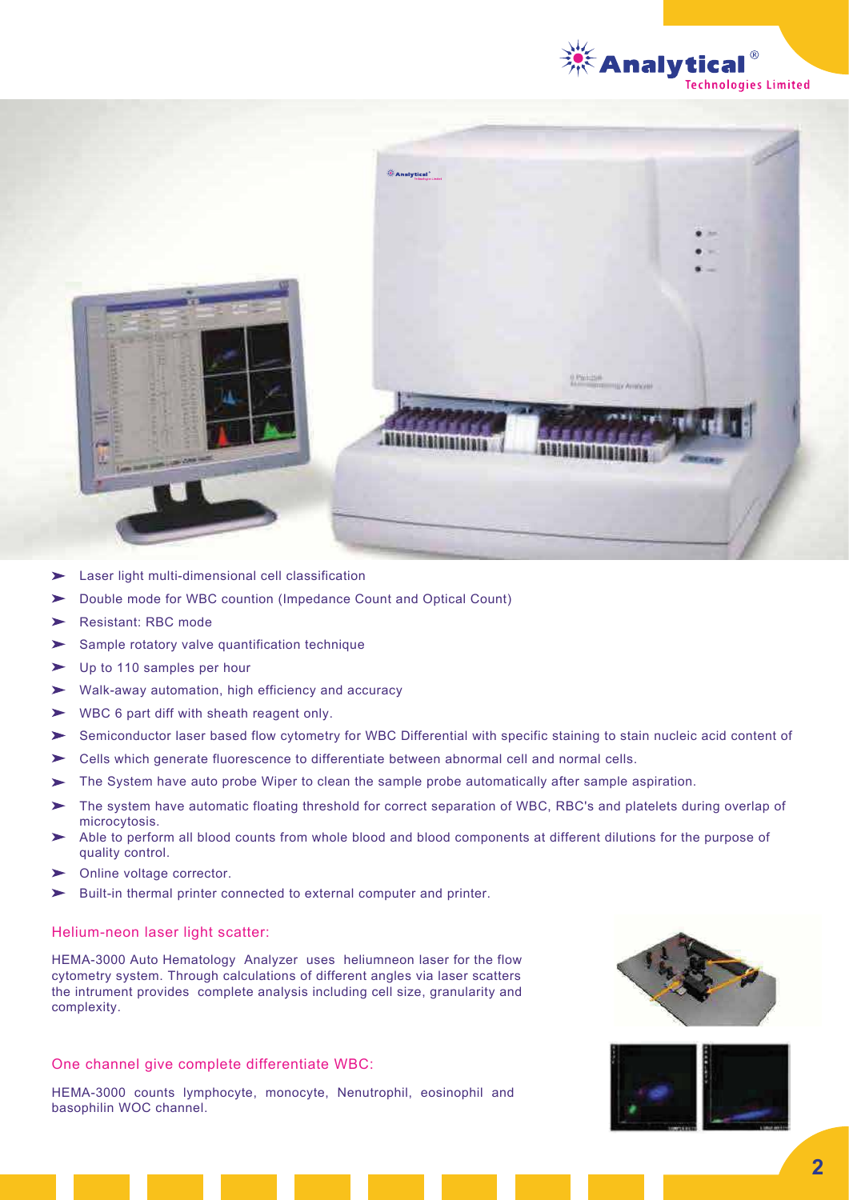- Laser light multi-dimensional cell classification
- Double mode for WBC countion (Impedance Count and Optical Count)
- Resistant: RBC mode
- Sample rotatory valve quantification technique
- Up to 110 samples per hour
- Walk-away automation, high efficiency and accuracy
- WBC 6 part diff with sheath reagent only.
- Semiconductor laser based flow cytometry for WBC Differential with specific staining to stain nucleic acid content of
- Cells which generate fluorescence to differentiate between abnormal cell and normal cells.
- The System have auto probe Wiper to clean the sample probe automatically after sample aspiration.
- The system have automatic floating threshold for correct separation of WBC, RBC's and platelets during overlap of microcytosis.
- Able to perform all blood counts from whole blood and blood components at different dilutions for the purpose of quality control.
- Online voltage corrector.
- Built-in thermal printer connected to external computer and printer.

### Helium-neon laser light scatter:

HEMA-3000 Auto Hematology Analyzer uses heliumneon laser for the flow cytometry system. Through calculations of different angles via laser scatters the intrument provides complete analysis including cell size, granularity and complexity.

### One channel give complete differentiate WBC:

HEMA-3000 counts lymphocyte, monocyte, Nenutrophil, eosinophil and basophilin WOC channel.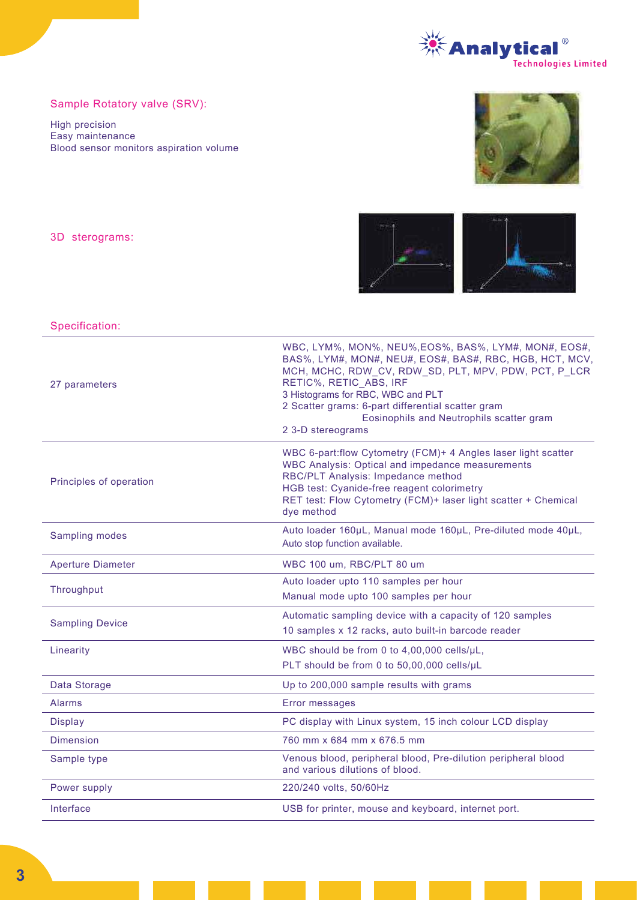## Sample Rotatory valve (SRV):

High precision
Easy maintenance
Blood sensor monitors aspiration volume

## 3D sterograms:

## Specification:

| | |
|---|---|
| 27 parameters | WBC, LYM%, MON%, NEU%,EOS%, BAS%, LYM#, MON#, EOS#, BAS%, LYM#, MON#, NEU#, EOS#, BAS#, RBC, HGB, HCT, MCV, MCH, MCHC, RDW_CV, RDW_SD, PLT, MPV, PDW, PCT, P_LCR RETIC%, RETIC_ABS, IRF<br>3 Histograms for RBC, WBC and PLT<br>2 Scatter grams: 6-part differential scatter gram<br>Eosinophils and Neutrophils scatter gram<br>2 3-D stereograms |
| Principles of operation | WBC 6-part:flow Cytometry (FCM)+ 4 Angles laser light scatter<br>WBC Analysis: Optical and impedance measurements<br>RBC/PLT Analysis: Impedance method<br>HGB test: Cyanide-free reagent colorimetry<br>RET test: Flow Cytometry (FCM)+ laser light scatter + Chemical dye method |
| Sampling modes | Auto loader 160µL, Manual mode 160µL, Pre-diluted mode 40µL,<br>Auto stop function available. |
| Aperture Diameter | WBC 100 um, RBC/PLT 80 um |
| Throughput | Auto loader upto 110 samples per hour<br>Manual mode upto 100 samples per hour |
| Sampling Device | Automatic sampling device with a capacity of 120 samples<br>10 samples x 12 racks, auto built-in barcode reader |
| Linearity | WBC should be from 0 to 4,00,000 cells/µL,<br>PLT should be from 0 to 50,00,000 cells/µL |
| Data Storage | Up to 200,000 sample results with grams |
| Alarms | Error messages |
| Display | PC display with Linux system, 15 inch colour LCD display |
| Dimension | 760 mm x 684 mm x 676.5 mm |
| Sample type | Venous blood, peripheral blood, Pre-dilution peripheral blood and various dilutions of blood. |
| Power supply | 220/240 volts, 50/60Hz |
| Interface | USB for printer, mouse and keyboard, internet port. |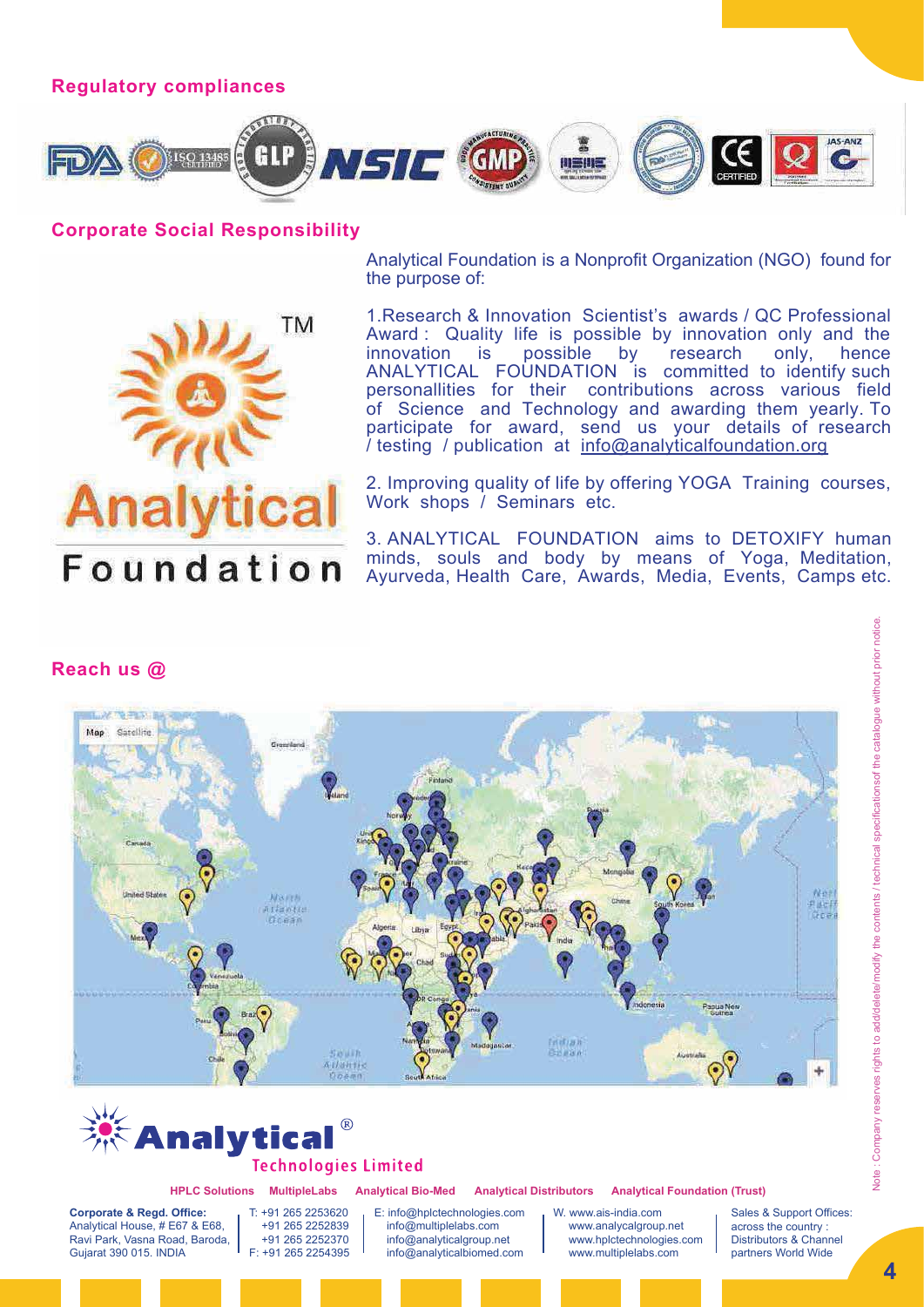## Regulatory compliances

## Corporate Social Responsibility

Analytical Foundation is a Nonprofit Organization (NGO) found for the purpose of:

1. Research & Innovation Scientist's awards / QC Professional Award : Quality life is possible by innovation only and the innovation is possible by research only, hence ANALYTICAL FOUNDATION is committed to identify such personallities for their contributions across various field of Science and Technology and awarding them yearly. To participate for award, send us your details of research / testing / publication at info@analyticalfoundation.org

2. Improving quality of life by offering YOGA Training courses, Work shops / Seminars etc.

3. ANALYTICAL FOUNDATION aims to DETOXIFY human minds, souls and body by means of Yoga, Meditation, Ayurveda, Health Care, Awards, Media, Events, Camps etc.

## Reach us @

**Analytical® Technologies Limited**

HPLC Solutions | MultipleLabs | Analytical Bio-Med | Analytical Distributors | Analytical Foundation (Trust)

**Corporate & Regd. Office:**
Analytical House, # E67 & E68,
Ravi Park, Vasna Road, Baroda,
Gujarat 390 015. INDIA

T: +91 265 2253620
+91 265 2252839
+91 265 2252370
F: +91 265 2254395

E: info@hplctechnologies.com
info@multiplelabs.com
info@analyticalgroup.net
info@analyticalbiomed.com

W. www.ais-india.com
www.analycalgroup.net
www.hplctechnologies.com
www.multiplelabs.com

Sales & Support Offices:
across the country :
Distributors & Channel
partners World Wide

Note : Company reserves rights to add/delete/modify the contents / technical specificationsof the catalogue without prior notice.